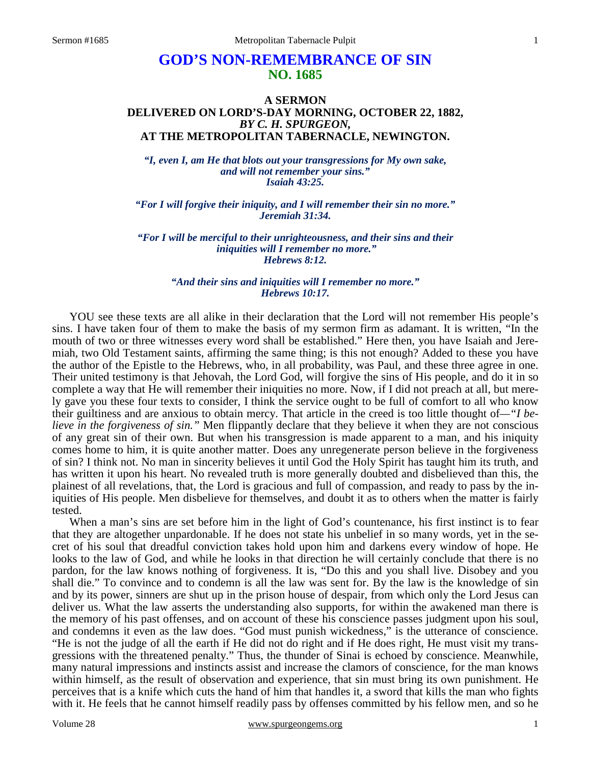# GOD'S NON-REMEMBRANCE OF SIN
## NO. 1685

### A SERMON
### DELIVERED ON LORD'S-DAY MORNING, OCTOBER 22, 1882,
### *BY C. H. SPURGEON,*
### AT THE METROPOLITAN TABERNACLE, NEWINGTON.

***"I, even I, am He that blots out your transgressions for My own sake, and will not remember your sins."***
***Isaiah 43:25.***

***"For I will forgive their iniquity, and I will remember their sin no more."***
***Jeremiah 31:34.***

***"For I will be merciful to their unrighteousness, and their sins and their iniquities will I remember no more."***
***Hebrews 8:12.***

***"And their sins and iniquities will I remember no more."***
***Hebrews 10:17.***

YOU see these texts are all alike in their declaration that the Lord will not remember His people's sins. I have taken four of them to make the basis of my sermon firm as adamant. It is written, "In the mouth of two or three witnesses every word shall be established." Here then, you have Isaiah and Jeremiah, two Old Testament saints, affirming the same thing; is this not enough? Added to these you have the author of the Epistle to the Hebrews, who, in all probability, was Paul, and these three agree in one. Their united testimony is that Jehovah, the Lord God, will forgive the sins of His people, and do it in so complete a way that He will remember their iniquities no more. Now, if I did not preach at all, but merely gave you these four texts to consider, I think the service ought to be full of comfort to all who know their guiltiness and are anxious to obtain mercy. That article in the creed is too little thought of—*"I believe in the forgiveness of sin."* Men flippantly declare that they believe it when they are not conscious of any great sin of their own. But when his transgression is made apparent to a man, and his iniquity comes home to him, it is quite another matter. Does any unregenerate person believe in the forgiveness of sin? I think not. No man in sincerity believes it until God the Holy Spirit has taught him its truth, and has written it upon his heart. No revealed truth is more generally doubted and disbelieved than this, the plainest of all revelations, that, the Lord is gracious and full of compassion, and ready to pass by the iniquities of His people. Men disbelieve for themselves, and doubt it as to others when the matter is fairly tested.

When a man's sins are set before him in the light of God's countenance, his first instinct is to fear that they are altogether unpardonable. If he does not state his unbelief in so many words, yet in the secret of his soul that dreadful conviction takes hold upon him and darkens every window of hope. He looks to the law of God, and while he looks in that direction he will certainly conclude that there is no pardon, for the law knows nothing of forgiveness. It is, "Do this and you shall live. Disobey and you shall die." To convince and to condemn is all the law was sent for. By the law is the knowledge of sin and by its power, sinners are shut up in the prison house of despair, from which only the Lord Jesus can deliver us. What the law asserts the understanding also supports, for within the awakened man there is the memory of his past offenses, and on account of these his conscience passes judgment upon his soul, and condemns it even as the law does. "God must punish wickedness," is the utterance of conscience. "He is not the judge of all the earth if He did not do right and if He does right, He must visit my transgressions with the threatened penalty." Thus, the thunder of Sinai is echoed by conscience. Meanwhile, many natural impressions and instincts assist and increase the clamors of conscience, for the man knows within himself, as the result of observation and experience, that sin must bring its own punishment. He perceives that is a knife which cuts the hand of him that handles it, a sword that kills the man who fights with it. He feels that he cannot himself readily pass by offenses committed by his fellow men, and so he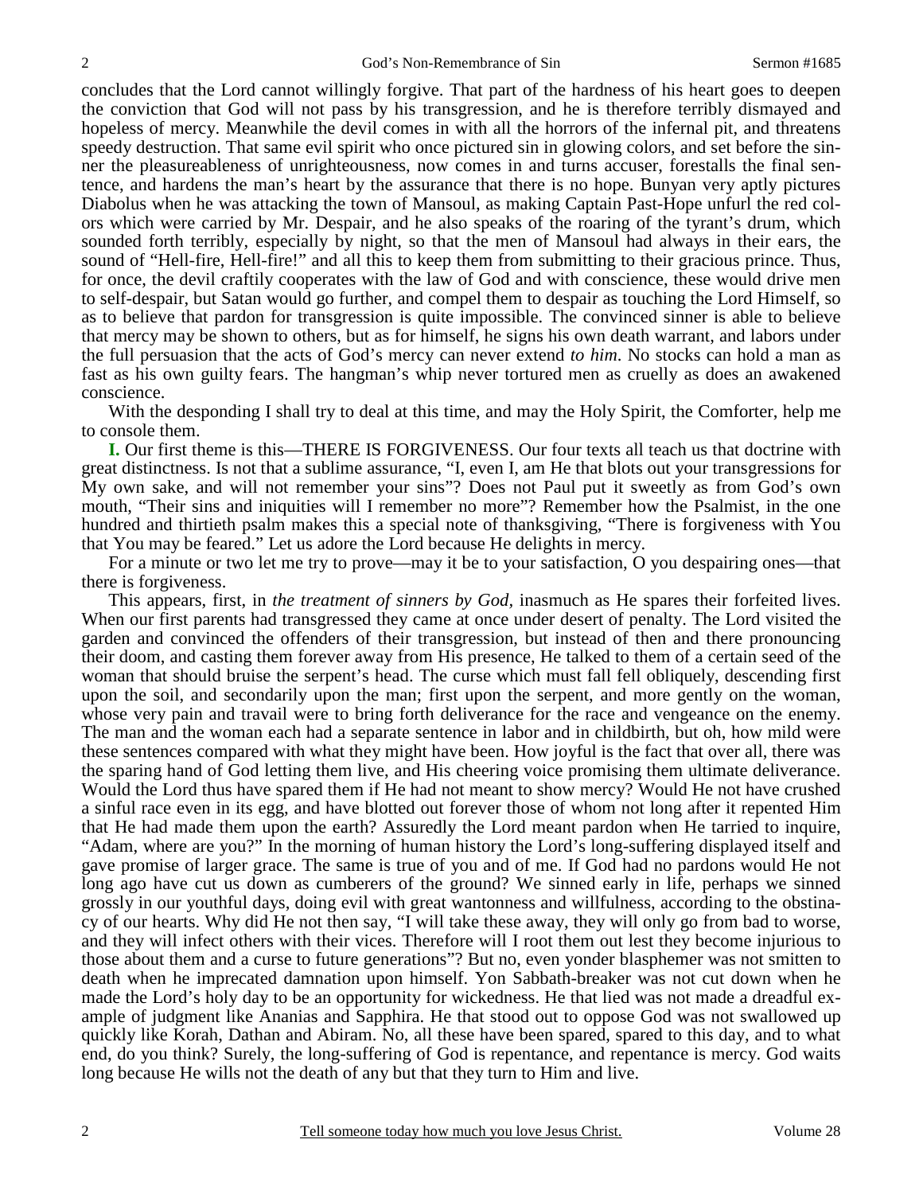concludes that the Lord cannot willingly forgive. That part of the hardness of his heart goes to deepen the conviction that God will not pass by his transgression, and he is therefore terribly dismayed and hopeless of mercy. Meanwhile the devil comes in with all the horrors of the infernal pit, and threatens speedy destruction. That same evil spirit who once pictured sin in glowing colors, and set before the sinner the pleasureableness of unrighteousness, now comes in and turns accuser, forestalls the final sentence, and hardens the man's heart by the assurance that there is no hope. Bunyan very aptly pictures Diabolus when he was attacking the town of Mansoul, as making Captain Past-Hope unfurl the red colors which were carried by Mr. Despair, and he also speaks of the roaring of the tyrant's drum, which sounded forth terribly, especially by night, so that the men of Mansoul had always in their ears, the sound of "Hell-fire, Hell-fire!" and all this to keep them from submitting to their gracious prince. Thus, for once, the devil craftily cooperates with the law of God and with conscience, these would drive men to self-despair, but Satan would go further, and compel them to despair as touching the Lord Himself, so as to believe that pardon for transgression is quite impossible. The convinced sinner is able to believe that mercy may be shown to others, but as for himself, he signs his own death warrant, and labors under the full persuasion that the acts of God's mercy can never extend *to him*. No stocks can hold a man as fast as his own guilty fears. The hangman's whip never tortured men as cruelly as does an awakened conscience.

With the desponding I shall try to deal at this time, and may the Holy Spirit, the Comforter, help me to console them.

**I.** Our first theme is this—THERE IS FORGIVENESS. Our four texts all teach us that doctrine with great distinctness. Is not that a sublime assurance, "I, even I, am He that blots out your transgressions for My own sake, and will not remember your sins"? Does not Paul put it sweetly as from God's own mouth, "Their sins and iniquities will I remember no more"? Remember how the Psalmist, in the one hundred and thirtieth psalm makes this a special note of thanksgiving, "There is forgiveness with You that You may be feared." Let us adore the Lord because He delights in mercy.

For a minute or two let me try to prove—may it be to your satisfaction, O you despairing ones—that there is forgiveness.

This appears, first, in *the treatment of sinners by God,* inasmuch as He spares their forfeited lives. When our first parents had transgressed they came at once under desert of penalty. The Lord visited the garden and convinced the offenders of their transgression, but instead of then and there pronouncing their doom, and casting them forever away from His presence, He talked to them of a certain seed of the woman that should bruise the serpent's head. The curse which must fall fell obliquely, descending first upon the soil, and secondarily upon the man; first upon the serpent, and more gently on the woman, whose very pain and travail were to bring forth deliverance for the race and vengeance on the enemy. The man and the woman each had a separate sentence in labor and in childbirth, but oh, how mild were these sentences compared with what they might have been. How joyful is the fact that over all, there was the sparing hand of God letting them live, and His cheering voice promising them ultimate deliverance. Would the Lord thus have spared them if He had not meant to show mercy? Would He not have crushed a sinful race even in its egg, and have blotted out forever those of whom not long after it repented Him that He had made them upon the earth? Assuredly the Lord meant pardon when He tarried to inquire, "Adam, where are you?" In the morning of human history the Lord's long-suffering displayed itself and gave promise of larger grace. The same is true of you and of me. If God had no pardons would He not long ago have cut us down as cumberers of the ground? We sinned early in life, perhaps we sinned grossly in our youthful days, doing evil with great wantonness and willfulness, according to the obstinacy of our hearts. Why did He not then say, "I will take these away, they will only go from bad to worse, and they will infect others with their vices. Therefore will I root them out lest they become injurious to those about them and a curse to future generations"? But no, even yonder blasphemer was not smitten to death when he imprecated damnation upon himself. Yon Sabbath-breaker was not cut down when he made the Lord's holy day to be an opportunity for wickedness. He that lied was not made a dreadful example of judgment like Ananias and Sapphira. He that stood out to oppose God was not swallowed up quickly like Korah, Dathan and Abiram. No, all these have been spared, spared to this day, and to what end, do you think? Surely, the long-suffering of God is repentance, and repentance is mercy. God waits long because He wills not the death of any but that they turn to Him and live.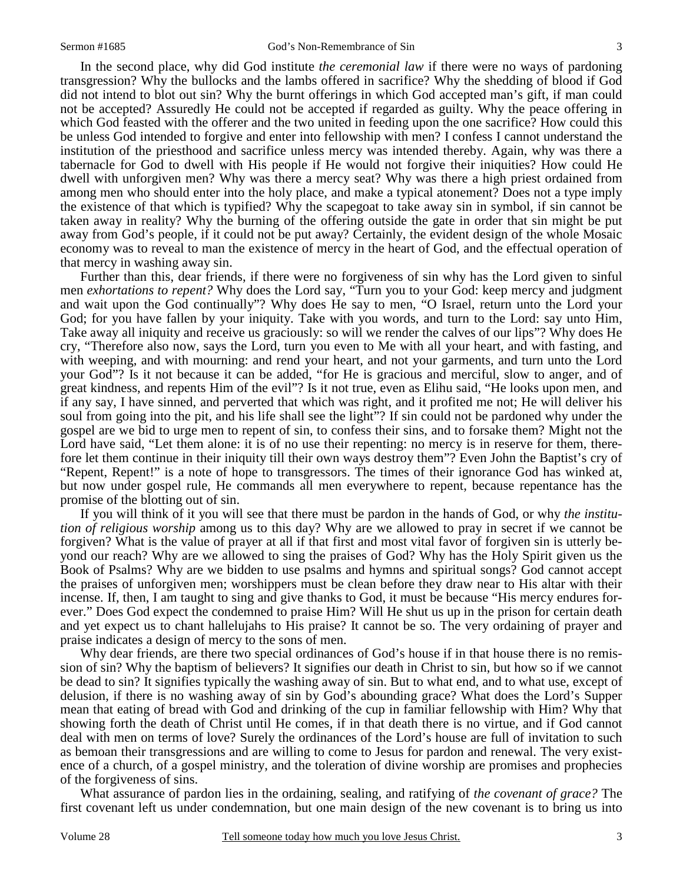In the second place, why did God institute *the ceremonial law* if there were no ways of pardoning transgression? Why the bullocks and the lambs offered in sacrifice? Why the shedding of blood if God did not intend to blot out sin? Why the burnt offerings in which God accepted man's gift, if man could not be accepted? Assuredly He could not be accepted if regarded as guilty. Why the peace offering in which God feasted with the offerer and the two united in feeding upon the one sacrifice? How could this be unless God intended to forgive and enter into fellowship with men? I confess I cannot understand the institution of the priesthood and sacrifice unless mercy was intended thereby. Again, why was there a tabernacle for God to dwell with His people if He would not forgive their iniquities? How could He dwell with unforgiven men? Why was there a mercy seat? Why was there a high priest ordained from among men who should enter into the holy place, and make a typical atonement? Does not a type imply the existence of that which is typified? Why the scapegoat to take away sin in symbol, if sin cannot be taken away in reality? Why the burning of the offering outside the gate in order that sin might be put away from God's people, if it could not be put away? Certainly, the evident design of the whole Mosaic economy was to reveal to man the existence of mercy in the heart of God, and the effectual operation of that mercy in washing away sin.

Further than this, dear friends, if there were no forgiveness of sin why has the Lord given to sinful men *exhortations to repent?* Why does the Lord say, "Turn you to your God: keep mercy and judgment and wait upon the God continually"? Why does He say to men, "O Israel, return unto the Lord your God; for you have fallen by your iniquity. Take with you words, and turn to the Lord: say unto Him, Take away all iniquity and receive us graciously: so will we render the calves of our lips"? Why does He cry, "Therefore also now, says the Lord, turn you even to Me with all your heart, and with fasting, and with weeping, and with mourning: and rend your heart, and not your garments, and turn unto the Lord your God"? Is it not because it can be added, "for He is gracious and merciful, slow to anger, and of great kindness, and repents Him of the evil"? Is it not true, even as Elihu said, "He looks upon men, and if any say, I have sinned, and perverted that which was right, and it profited me not; He will deliver his soul from going into the pit, and his life shall see the light"? If sin could not be pardoned why under the gospel are we bid to urge men to repent of sin, to confess their sins, and to forsake them? Might not the Lord have said, "Let them alone: it is of no use their repenting: no mercy is in reserve for them, therefore let them continue in their iniquity till their own ways destroy them"? Even John the Baptist's cry of "Repent, Repent!" is a note of hope to transgressors. The times of their ignorance God has winked at, but now under gospel rule, He commands all men everywhere to repent, because repentance has the promise of the blotting out of sin.

If you will think of it you will see that there must be pardon in the hands of God, or why *the institution of religious worship* among us to this day? Why are we allowed to pray in secret if we cannot be forgiven? What is the value of prayer at all if that first and most vital favor of forgiven sin is utterly beyond our reach? Why are we allowed to sing the praises of God? Why has the Holy Spirit given us the Book of Psalms? Why are we bidden to use psalms and hymns and spiritual songs? God cannot accept the praises of unforgiven men; worshippers must be clean before they draw near to His altar with their incense. If, then, I am taught to sing and give thanks to God, it must be because "His mercy endures forever." Does God expect the condemned to praise Him? Will He shut us up in the prison for certain death and yet expect us to chant hallelujahs to His praise? It cannot be so. The very ordaining of prayer and praise indicates a design of mercy to the sons of men.

Why dear friends, are there two special ordinances of God's house if in that house there is no remission of sin? Why the baptism of believers? It signifies our death in Christ to sin, but how so if we cannot be dead to sin? It signifies typically the washing away of sin. But to what end, and to what use, except of delusion, if there is no washing away of sin by God's abounding grace? What does the Lord's Supper mean that eating of bread with God and drinking of the cup in familiar fellowship with Him? Why that showing forth the death of Christ until He comes, if in that death there is no virtue, and if God cannot deal with men on terms of love? Surely the ordinances of the Lord's house are full of invitation to such as bemoan their transgressions and are willing to come to Jesus for pardon and renewal. The very existence of a church, of a gospel ministry, and the toleration of divine worship are promises and prophecies of the forgiveness of sins.

What assurance of pardon lies in the ordaining, sealing, and ratifying of *the covenant of grace?* The first covenant left us under condemnation, but one main design of the new covenant is to bring us into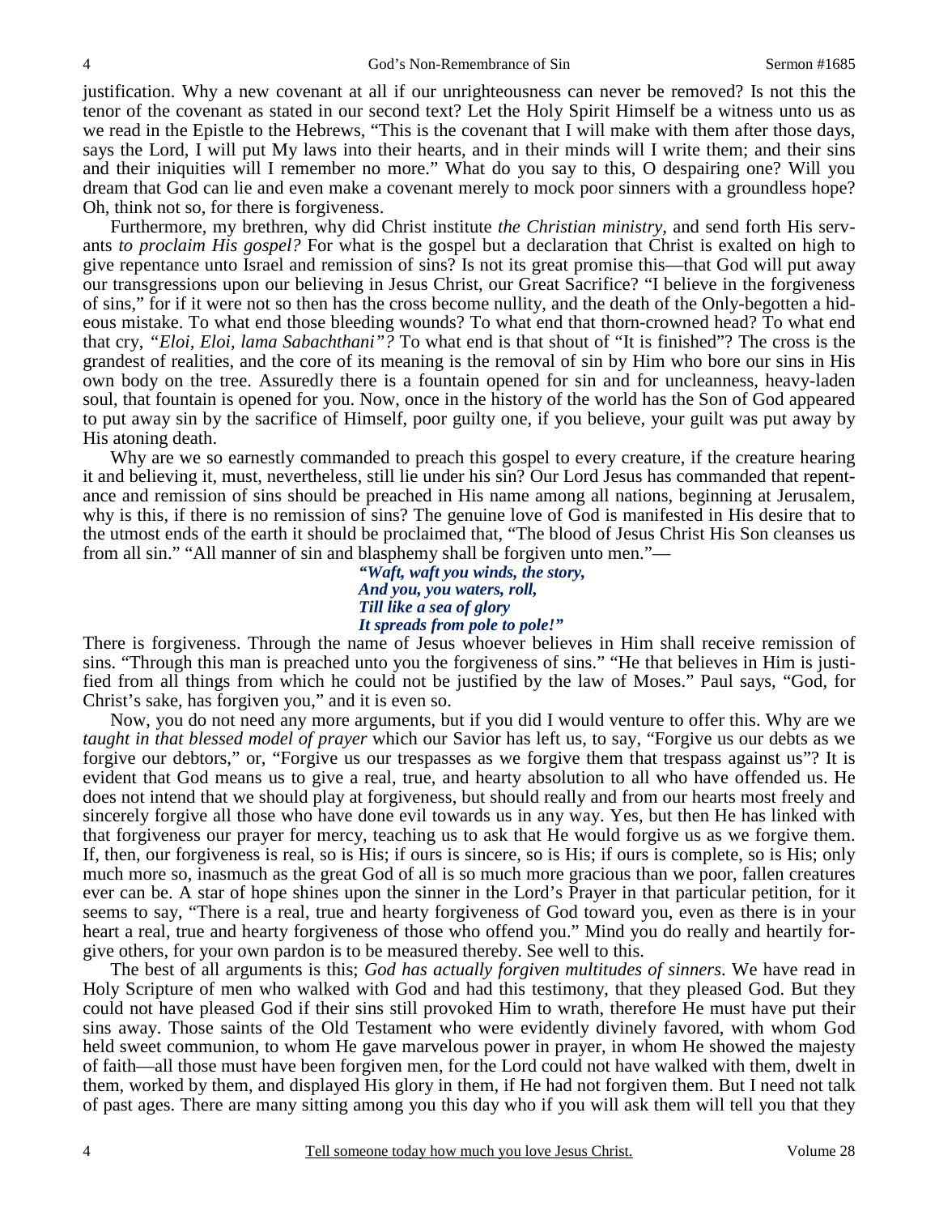justification. Why a new covenant at all if our unrighteousness can never be removed? Is not this the tenor of the covenant as stated in our second text? Let the Holy Spirit Himself be a witness unto us as we read in the Epistle to the Hebrews, "This is the covenant that I will make with them after those days, says the Lord, I will put My laws into their hearts, and in their minds will I write them; and their sins and their iniquities will I remember no more." What do you say to this, O despairing one? Will you dream that God can lie and even make a covenant merely to mock poor sinners with a groundless hope? Oh, think not so, for there is forgiveness.

Furthermore, my brethren, why did Christ institute *the Christian ministry,* and send forth His servants *to proclaim His gospel?* For what is the gospel but a declaration that Christ is exalted on high to give repentance unto Israel and remission of sins? Is not its great promise this—that God will put away our transgressions upon our believing in Jesus Christ, our Great Sacrifice? "I believe in the forgiveness of sins," for if it were not so then has the cross become nullity, and the death of the Only-begotten a hideous mistake. To what end those bleeding wounds? To what end that thorn-crowned head? To what end that cry, *"Eloi, Eloi, lama Sabachthani"?* To what end is that shout of "It is finished"? The cross is the grandest of realities, and the core of its meaning is the removal of sin by Him who bore our sins in His own body on the tree. Assuredly there is a fountain opened for sin and for uncleanness, heavy-laden soul, that fountain is opened for you. Now, once in the history of the world has the Son of God appeared to put away sin by the sacrifice of Himself, poor guilty one, if you believe, your guilt was put away by His atoning death.

Why are we so earnestly commanded to preach this gospel to every creature, if the creature hearing it and believing it, must, nevertheless, still lie under his sin? Our Lord Jesus has commanded that repentance and remission of sins should be preached in His name among all nations, beginning at Jerusalem, why is this, if there is no remission of sins? The genuine love of God is manifested in His desire that to the utmost ends of the earth it should be proclaimed that, "The blood of Jesus Christ His Son cleanses us from all sin." "All manner of sin and blasphemy shall be forgiven unto men."—

> ***"Waft, waft you winds, the story,***
> ***And you, you waters, roll,***
> ***Till like a sea of glory***
> ***It spreads from pole to pole!"***

There is forgiveness. Through the name of Jesus whoever believes in Him shall receive remission of sins. "Through this man is preached unto you the forgiveness of sins." "He that believes in Him is justified from all things from which he could not be justified by the law of Moses." Paul says, "God, for Christ's sake, has forgiven you," and it is even so.

Now, you do not need any more arguments, but if you did I would venture to offer this. Why are we *taught in that blessed model of prayer* which our Savior has left us, to say, "Forgive us our debts as we forgive our debtors," or, "Forgive us our trespasses as we forgive them that trespass against us"? It is evident that God means us to give a real, true, and hearty absolution to all who have offended us. He does not intend that we should play at forgiveness, but should really and from our hearts most freely and sincerely forgive all those who have done evil towards us in any way. Yes, but then He has linked with that forgiveness our prayer for mercy, teaching us to ask that He would forgive us as we forgive them. If, then, our forgiveness is real, so is His; if ours is sincere, so is His; if ours is complete, so is His; only much more so, inasmuch as the great God of all is so much more gracious than we poor, fallen creatures ever can be. A star of hope shines upon the sinner in the Lord's Prayer in that particular petition, for it seems to say, "There is a real, true and hearty forgiveness of God toward you, even as there is in your heart a real, true and hearty forgiveness of those who offend you." Mind you do really and heartily forgive others, for your own pardon is to be measured thereby. See well to this.

The best of all arguments is this; *God has actually forgiven multitudes of sinners*. We have read in Holy Scripture of men who walked with God and had this testimony, that they pleased God. But they could not have pleased God if their sins still provoked Him to wrath, therefore He must have put their sins away. Those saints of the Old Testament who were evidently divinely favored, with whom God held sweet communion, to whom He gave marvelous power in prayer, in whom He showed the majesty of faith—all those must have been forgiven men, for the Lord could not have walked with them, dwelt in them, worked by them, and displayed His glory in them, if He had not forgiven them. But I need not talk of past ages. There are many sitting among you this day who if you will ask them will tell you that they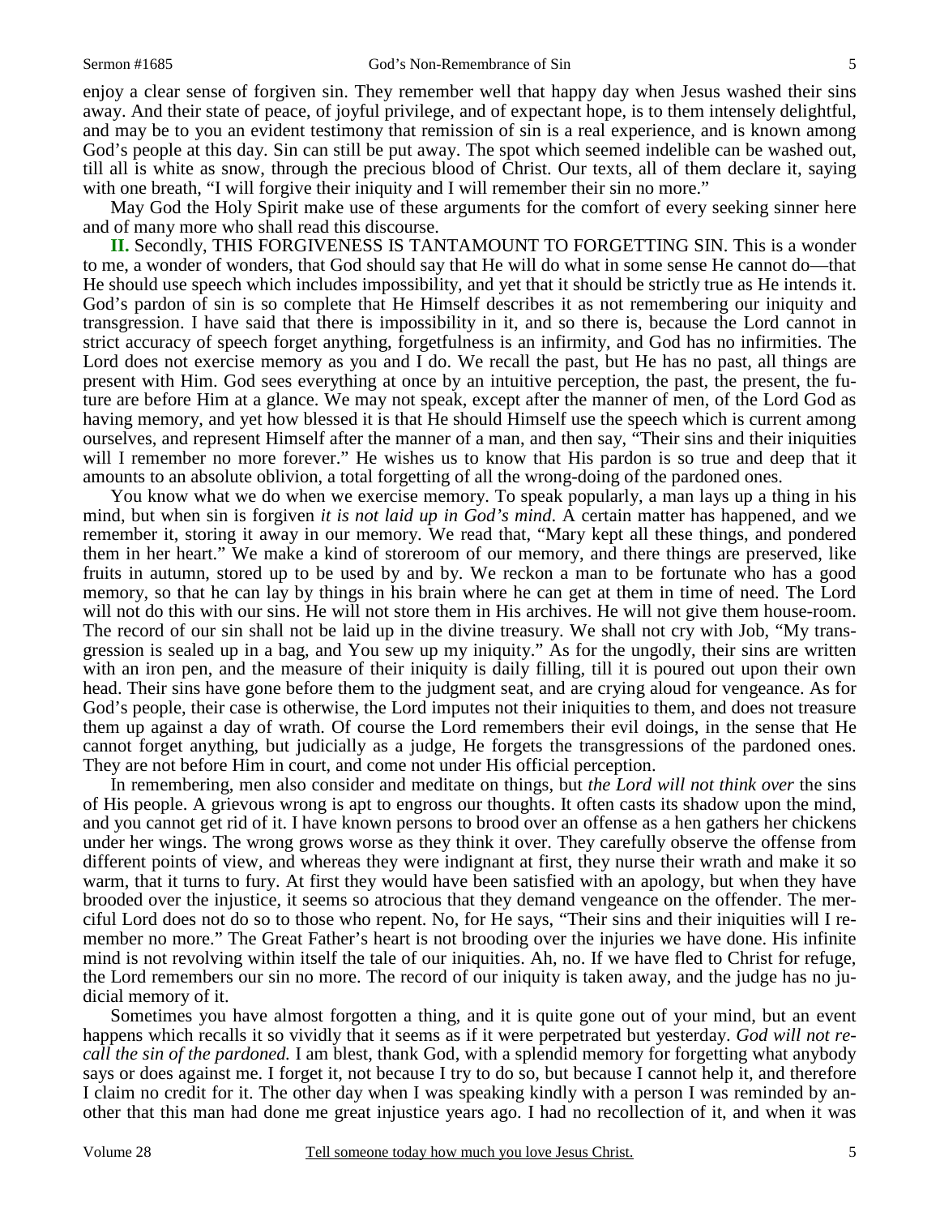enjoy a clear sense of forgiven sin. They remember well that happy day when Jesus washed their sins away. And their state of peace, of joyful privilege, and of expectant hope, is to them intensely delightful, and may be to you an evident testimony that remission of sin is a real experience, and is known among God's people at this day. Sin can still be put away. The spot which seemed indelible can be washed out, till all is white as snow, through the precious blood of Christ. Our texts, all of them declare it, saying with one breath, "I will forgive their iniquity and I will remember their sin no more."

May God the Holy Spirit make use of these arguments for the comfort of every seeking sinner here and of many more who shall read this discourse.

**II.** Secondly, THIS FORGIVENESS IS TANTAMOUNT TO FORGETTING SIN. This is a wonder to me, a wonder of wonders, that God should say that He will do what in some sense He cannot do—that He should use speech which includes impossibility, and yet that it should be strictly true as He intends it. God's pardon of sin is so complete that He Himself describes it as not remembering our iniquity and transgression. I have said that there is impossibility in it, and so there is, because the Lord cannot in strict accuracy of speech forget anything, forgetfulness is an infirmity, and God has no infirmities. The Lord does not exercise memory as you and I do. We recall the past, but He has no past, all things are present with Him. God sees everything at once by an intuitive perception, the past, the present, the future are before Him at a glance. We may not speak, except after the manner of men, of the Lord God as having memory, and yet how blessed it is that He should Himself use the speech which is current among ourselves, and represent Himself after the manner of a man, and then say, "Their sins and their iniquities will I remember no more forever." He wishes us to know that His pardon is so true and deep that it amounts to an absolute oblivion, a total forgetting of all the wrong-doing of the pardoned ones.

You know what we do when we exercise memory. To speak popularly, a man lays up a thing in his mind, but when sin is forgiven *it is not laid up in God's mind*. A certain matter has happened, and we remember it, storing it away in our memory. We read that, "Mary kept all these things, and pondered them in her heart." We make a kind of storeroom of our memory, and there things are preserved, like fruits in autumn, stored up to be used by and by. We reckon a man to be fortunate who has a good memory, so that he can lay by things in his brain where he can get at them in time of need. The Lord will not do this with our sins. He will not store them in His archives. He will not give them house-room. The record of our sin shall not be laid up in the divine treasury. We shall not cry with Job, "My transgression is sealed up in a bag, and You sew up my iniquity." As for the ungodly, their sins are written with an iron pen, and the measure of their iniquity is daily filling, till it is poured out upon their own head. Their sins have gone before them to the judgment seat, and are crying aloud for vengeance. As for God's people, their case is otherwise, the Lord imputes not their iniquities to them, and does not treasure them up against a day of wrath. Of course the Lord remembers their evil doings, in the sense that He cannot forget anything, but judicially as a judge, He forgets the transgressions of the pardoned ones. They are not before Him in court, and come not under His official perception.

In remembering, men also consider and meditate on things, but *the Lord will not think over* the sins of His people. A grievous wrong is apt to engross our thoughts. It often casts its shadow upon the mind, and you cannot get rid of it. I have known persons to brood over an offense as a hen gathers her chickens under her wings. The wrong grows worse as they think it over. They carefully observe the offense from different points of view, and whereas they were indignant at first, they nurse their wrath and make it so warm, that it turns to fury. At first they would have been satisfied with an apology, but when they have brooded over the injustice, it seems so atrocious that they demand vengeance on the offender. The merciful Lord does not do so to those who repent. No, for He says, "Their sins and their iniquities will I remember no more." The Great Father's heart is not brooding over the injuries we have done. His infinite mind is not revolving within itself the tale of our iniquities. Ah, no. If we have fled to Christ for refuge, the Lord remembers our sin no more. The record of our iniquity is taken away, and the judge has no judicial memory of it.

Sometimes you have almost forgotten a thing, and it is quite gone out of your mind, but an event happens which recalls it so vividly that it seems as if it were perpetrated but yesterday. *God will not recall the sin of the pardoned.* I am blest, thank God, with a splendid memory for forgetting what anybody says or does against me. I forget it, not because I try to do so, but because I cannot help it, and therefore I claim no credit for it. The other day when I was speaking kindly with a person I was reminded by another that this man had done me great injustice years ago. I had no recollection of it, and when it was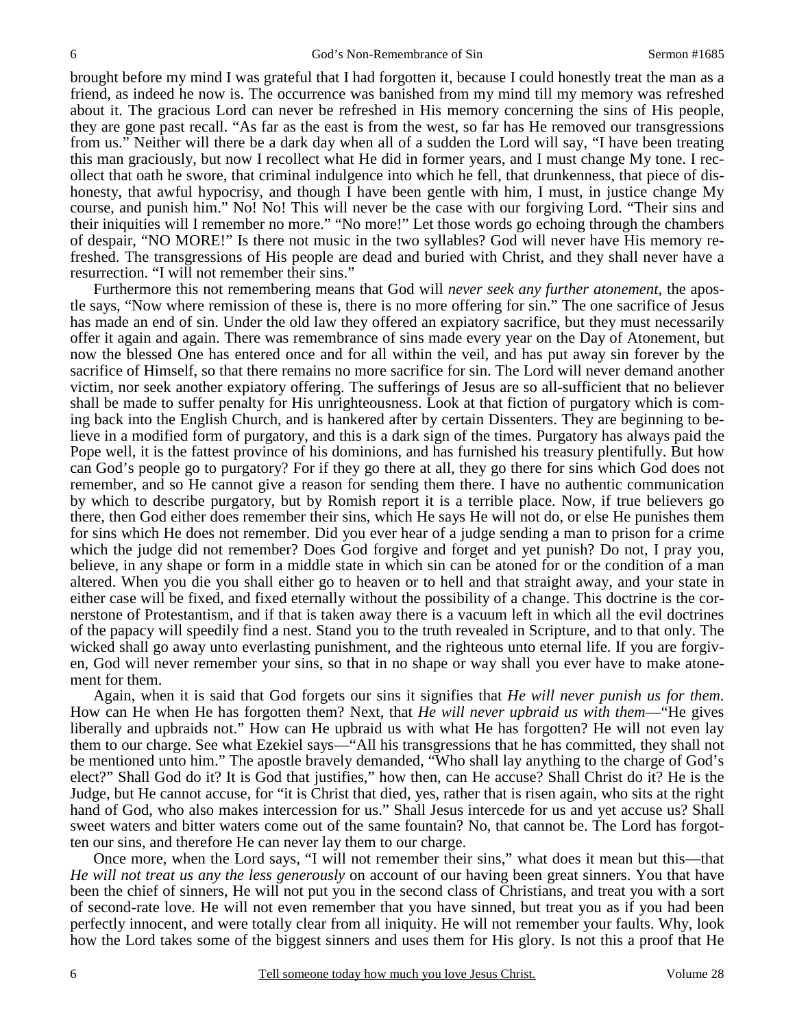brought before my mind I was grateful that I had forgotten it, because I could honestly treat the man as a friend, as indeed he now is. The occurrence was banished from my mind till my memory was refreshed about it. The gracious Lord can never be refreshed in His memory concerning the sins of His people, they are gone past recall. "As far as the east is from the west, so far has He removed our transgressions from us." Neither will there be a dark day when all of a sudden the Lord will say, "I have been treating this man graciously, but now I recollect what He did in former years, and I must change My tone. I recollect that oath he swore, that criminal indulgence into which he fell, that drunkenness, that piece of dishonesty, that awful hypocrisy, and though I have been gentle with him, I must, in justice change My course, and punish him." No! No! This will never be the case with our forgiving Lord. "Their sins and their iniquities will I remember no more." "No more!" Let those words go echoing through the chambers of despair, "NO MORE!" Is there not music in the two syllables? God will never have His memory refreshed. The transgressions of His people are dead and buried with Christ, and they shall never have a resurrection. "I will not remember their sins."

Furthermore this not remembering means that God will *never seek any further atonement*, the apostle says, "Now where remission of these is, there is no more offering for sin." The one sacrifice of Jesus has made an end of sin. Under the old law they offered an expiatory sacrifice, but they must necessarily offer it again and again. There was remembrance of sins made every year on the Day of Atonement, but now the blessed One has entered once and for all within the veil, and has put away sin forever by the sacrifice of Himself, so that there remains no more sacrifice for sin. The Lord will never demand another victim, nor seek another expiatory offering. The sufferings of Jesus are so all-sufficient that no believer shall be made to suffer penalty for His unrighteousness. Look at that fiction of purgatory which is coming back into the English Church, and is hankered after by certain Dissenters. They are beginning to believe in a modified form of purgatory, and this is a dark sign of the times. Purgatory has always paid the Pope well, it is the fattest province of his dominions, and has furnished his treasury plentifully. But how can God's people go to purgatory? For if they go there at all, they go there for sins which God does not remember, and so He cannot give a reason for sending them there. I have no authentic communication by which to describe purgatory, but by Romish report it is a terrible place. Now, if true believers go there, then God either does remember their sins, which He says He will not do, or else He punishes them for sins which He does not remember. Did you ever hear of a judge sending a man to prison for a crime which the judge did not remember? Does God forgive and forget and yet punish? Do not, I pray you, believe, in any shape or form in a middle state in which sin can be atoned for or the condition of a man altered. When you die you shall either go to heaven or to hell and that straight away, and your state in either case will be fixed, and fixed eternally without the possibility of a change. This doctrine is the cornerstone of Protestantism, and if that is taken away there is a vacuum left in which all the evil doctrines of the papacy will speedily find a nest. Stand you to the truth revealed in Scripture, and to that only. The wicked shall go away unto everlasting punishment, and the righteous unto eternal life. If you are forgiven, God will never remember your sins, so that in no shape or way shall you ever have to make atonement for them.

Again, when it is said that God forgets our sins it signifies that *He will never punish us for them*. How can He when He has forgotten them? Next, that *He will never upbraid us with them*—"He gives liberally and upbraids not." How can He upbraid us with what He has forgotten? He will not even lay them to our charge. See what Ezekiel says—"All his transgressions that he has committed, they shall not be mentioned unto him." The apostle bravely demanded, "Who shall lay anything to the charge of God's elect?" Shall God do it? It is God that justifies," how then, can He accuse? Shall Christ do it? He is the Judge, but He cannot accuse, for "it is Christ that died, yes, rather that is risen again, who sits at the right hand of God, who also makes intercession for us." Shall Jesus intercede for us and yet accuse us? Shall sweet waters and bitter waters come out of the same fountain? No, that cannot be. The Lord has forgotten our sins, and therefore He can never lay them to our charge.

Once more, when the Lord says, "I will not remember their sins," what does it mean but this—that *He will not treat us any the less generously* on account of our having been great sinners. You that have been the chief of sinners, He will not put you in the second class of Christians, and treat you with a sort of second-rate love. He will not even remember that you have sinned, but treat you as if you had been perfectly innocent, and were totally clear from all iniquity. He will not remember your faults. Why, look how the Lord takes some of the biggest sinners and uses them for His glory. Is not this a proof that He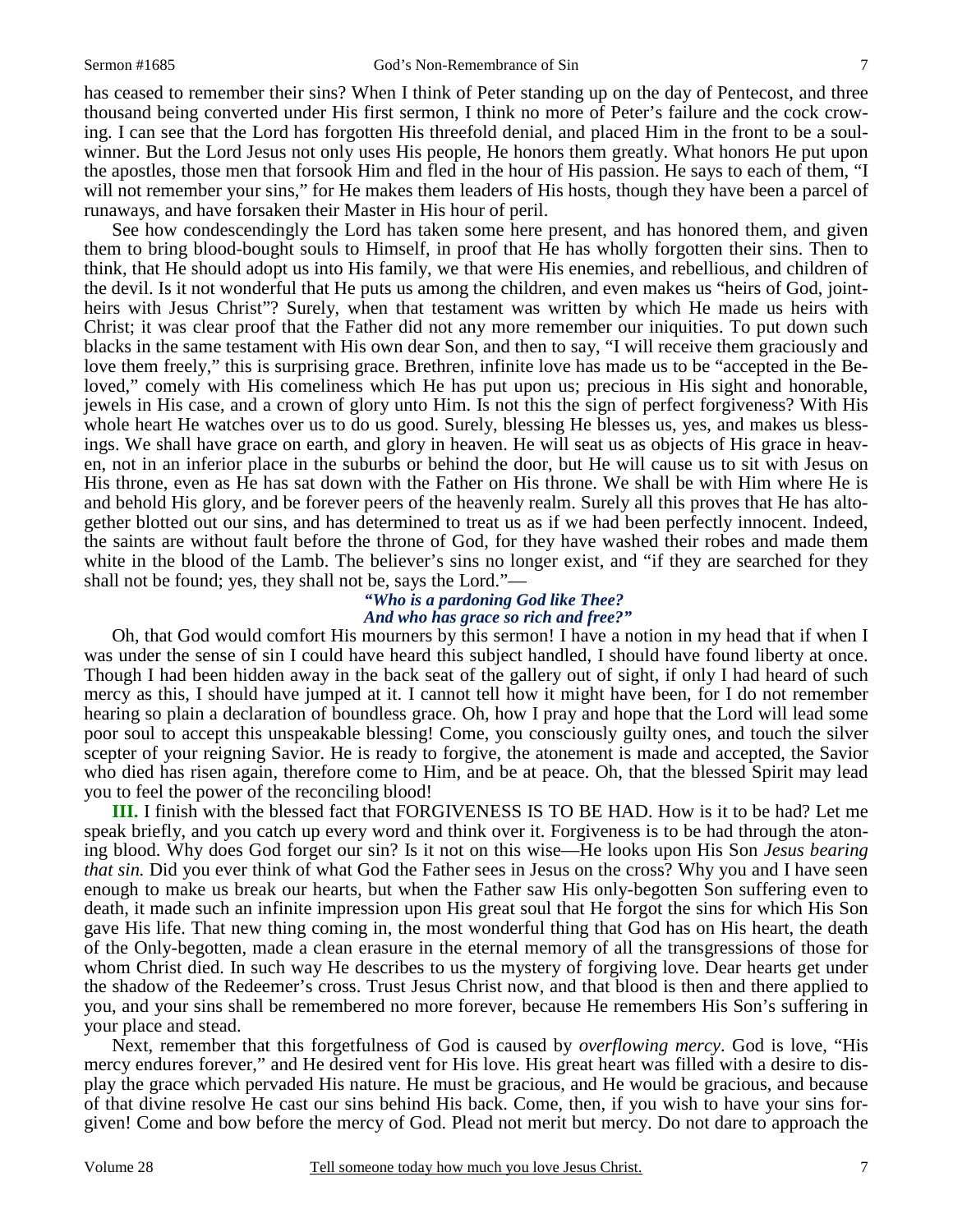has ceased to remember their sins? When I think of Peter standing up on the day of Pentecost, and three thousand being converted under His first sermon, I think no more of Peter's failure and the cock crowing. I can see that the Lord has forgotten His threefold denial, and placed Him in the front to be a soul-winner. But the Lord Jesus not only uses His people, He honors them greatly. What honors He put upon the apostles, those men that forsook Him and fled in the hour of His passion. He says to each of them, "I will not remember your sins," for He makes them leaders of His hosts, though they have been a parcel of runaways, and have forsaken their Master in His hour of peril.

See how condescendingly the Lord has taken some here present, and has honored them, and given them to bring blood-bought souls to Himself, in proof that He has wholly forgotten their sins. Then to think, that He should adopt us into His family, we that were His enemies, and rebellious, and children of the devil. Is it not wonderful that He puts us among the children, and even makes us "heirs of God, joint-heirs with Jesus Christ"? Surely, when that testament was written by which He made us heirs with Christ; it was clear proof that the Father did not any more remember our iniquities. To put down such blacks in the same testament with His own dear Son, and then to say, "I will receive them graciously and love them freely," this is surprising grace. Brethren, infinite love has made us to be "accepted in the Beloved," comely with His comeliness which He has put upon us; precious in His sight and honorable, jewels in His case, and a crown of glory unto Him. Is not this the sign of perfect forgiveness? With His whole heart He watches over us to do us good. Surely, blessing He blesses us, yes, and makes us blessings. We shall have grace on earth, and glory in heaven. He will seat us as objects of His grace in heaven, not in an inferior place in the suburbs or behind the door, but He will cause us to sit with Jesus on His throne, even as He has sat down with the Father on His throne. We shall be with Him where He is and behold His glory, and be forever peers of the heavenly realm. Surely all this proves that He has altogether blotted out our sins, and has determined to treat us as if we had been perfectly innocent. Indeed, the saints are without fault before the throne of God, for they have washed their robes and made them white in the blood of the Lamb. The believer's sins no longer exist, and "if they are searched for they shall not be found; yes, they shall not be, says the Lord."—

*"Who is a pardoning God like Thee?*
*And who has grace so rich and free?"*

Oh, that God would comfort His mourners by this sermon! I have a notion in my head that if when I was under the sense of sin I could have heard this subject handled, I should have found liberty at once. Though I had been hidden away in the back seat of the gallery out of sight, if only I had heard of such mercy as this, I should have jumped at it. I cannot tell how it might have been, for I do not remember hearing so plain a declaration of boundless grace. Oh, how I pray and hope that the Lord will lead some poor soul to accept this unspeakable blessing! Come, you consciously guilty ones, and touch the silver scepter of your reigning Savior. He is ready to forgive, the atonement is made and accepted, the Savior who died has risen again, therefore come to Him, and be at peace. Oh, that the blessed Spirit may lead you to feel the power of the reconciling blood!

**III.** I finish with the blessed fact that FORGIVENESS IS TO BE HAD. How is it to be had? Let me speak briefly, and you catch up every word and think over it. Forgiveness is to be had through the atoning blood. Why does God forget our sin? Is it not on this wise—He looks upon His Son *Jesus bearing that sin.* Did you ever think of what God the Father sees in Jesus on the cross? Why you and I have seen enough to make us break our hearts, but when the Father saw His only-begotten Son suffering even to death, it made such an infinite impression upon His great soul that He forgot the sins for which His Son gave His life. That new thing coming in, the most wonderful thing that God has on His heart, the death of the Only-begotten, made a clean erasure in the eternal memory of all the transgressions of those for whom Christ died. In such way He describes to us the mystery of forgiving love. Dear hearts get under the shadow of the Redeemer's cross. Trust Jesus Christ now, and that blood is then and there applied to you, and your sins shall be remembered no more forever, because He remembers His Son's suffering in your place and stead.

Next, remember that this forgetfulness of God is caused by *overflowing mercy*. God is love, "His mercy endures forever," and He desired vent for His love. His great heart was filled with a desire to display the grace which pervaded His nature. He must be gracious, and He would be gracious, and because of that divine resolve He cast our sins behind His back. Come, then, if you wish to have your sins forgiven! Come and bow before the mercy of God. Plead not merit but mercy. Do not dare to approach the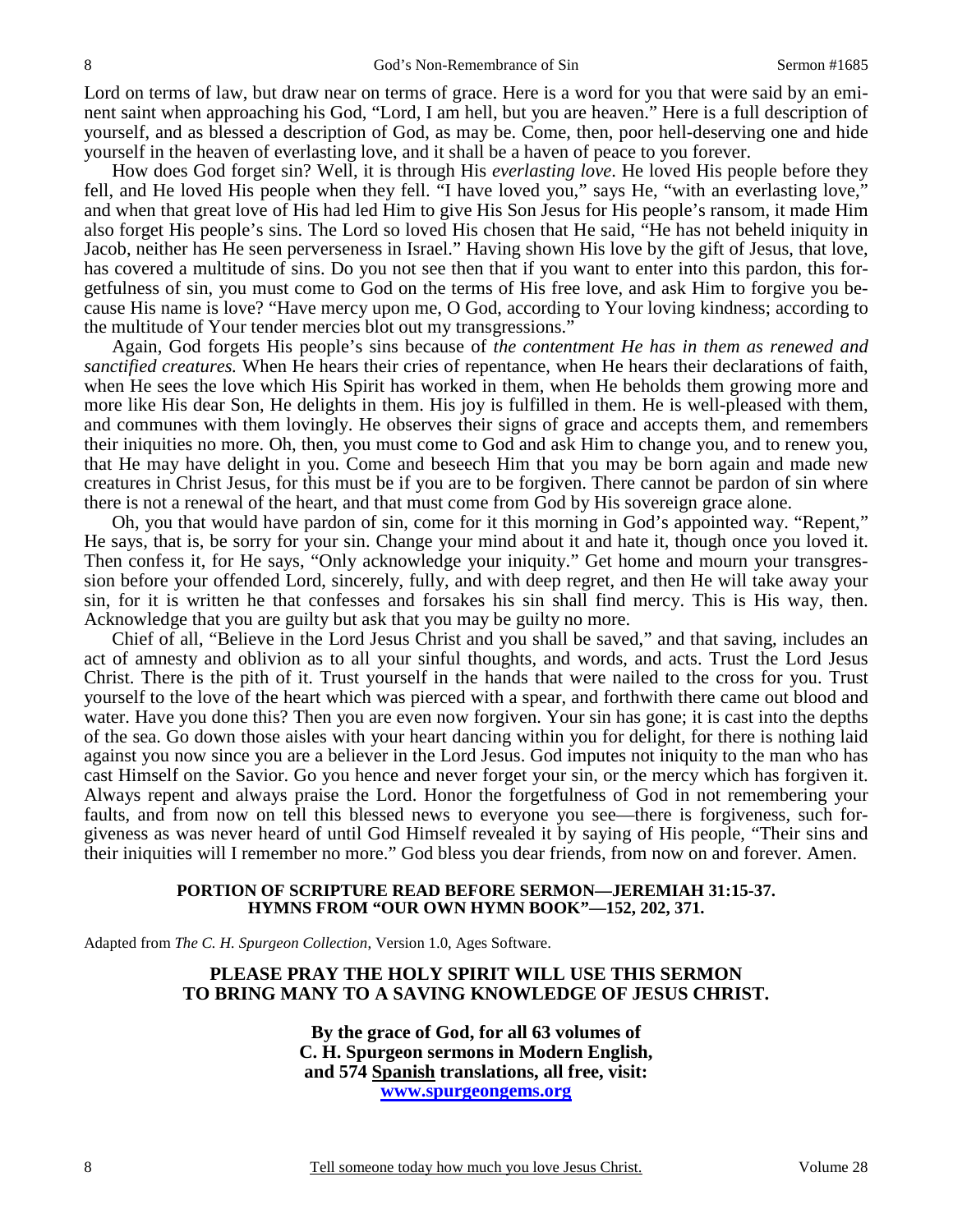Lord on terms of law, but draw near on terms of grace. Here is a word for you that were said by an eminent saint when approaching his God, "Lord, I am hell, but you are heaven." Here is a full description of yourself, and as blessed a description of God, as may be. Come, then, poor hell-deserving one and hide yourself in the heaven of everlasting love, and it shall be a haven of peace to you forever.

How does God forget sin? Well, it is through His *everlasting love*. He loved His people before they fell, and He loved His people when they fell. "I have loved you," says He, "with an everlasting love," and when that great love of His had led Him to give His Son Jesus for His people's ransom, it made Him also forget His people's sins. The Lord so loved His chosen that He said, "He has not beheld iniquity in Jacob, neither has He seen perverseness in Israel." Having shown His love by the gift of Jesus, that love, has covered a multitude of sins. Do you not see then that if you want to enter into this pardon, this forgetfulness of sin, you must come to God on the terms of His free love, and ask Him to forgive you because His name is love? "Have mercy upon me, O God, according to Your loving kindness; according to the multitude of Your tender mercies blot out my transgressions."

Again, God forgets His people's sins because of *the contentment He has in them as renewed and sanctified creatures.* When He hears their cries of repentance, when He hears their declarations of faith, when He sees the love which His Spirit has worked in them, when He beholds them growing more and more like His dear Son, He delights in them. His joy is fulfilled in them. He is well-pleased with them, and communes with them lovingly. He observes their signs of grace and accepts them, and remembers their iniquities no more. Oh, then, you must come to God and ask Him to change you, and to renew you, that He may have delight in you. Come and beseech Him that you may be born again and made new creatures in Christ Jesus, for this must be if you are to be forgiven. There cannot be pardon of sin where there is not a renewal of the heart, and that must come from God by His sovereign grace alone.

Oh, you that would have pardon of sin, come for it this morning in God's appointed way. "Repent," He says, that is, be sorry for your sin. Change your mind about it and hate it, though once you loved it. Then confess it, for He says, "Only acknowledge your iniquity." Get home and mourn your transgression before your offended Lord, sincerely, fully, and with deep regret, and then He will take away your sin, for it is written he that confesses and forsakes his sin shall find mercy. This is His way, then. Acknowledge that you are guilty but ask that you may be guilty no more.

Chief of all, "Believe in the Lord Jesus Christ and you shall be saved," and that saving, includes an act of amnesty and oblivion as to all your sinful thoughts, and words, and acts. Trust the Lord Jesus Christ. There is the pith of it. Trust yourself in the hands that were nailed to the cross for you. Trust yourself to the love of the heart which was pierced with a spear, and forthwith there came out blood and water. Have you done this? Then you are even now forgiven. Your sin has gone; it is cast into the depths of the sea. Go down those aisles with your heart dancing within you for delight, for there is nothing laid against you now since you are a believer in the Lord Jesus. God imputes not iniquity to the man who has cast Himself on the Savior. Go you hence and never forget your sin, or the mercy which has forgiven it. Always repent and always praise the Lord. Honor the forgetfulness of God in not remembering your faults, and from now on tell this blessed news to everyone you see—there is forgiveness, such forgiveness as was never heard of until God Himself revealed it by saying of His people, "Their sins and their iniquities will I remember no more." God bless you dear friends, from now on and forever. Amen.

**PORTION OF SCRIPTURE READ BEFORE SERMON—JEREMIAH 31:15-37.**
**HYMNS FROM "OUR OWN HYMN BOOK"—152, 202, 371.**

Adapted from *The C. H. Spurgeon Collection,* Version 1.0, Ages Software.

**PLEASE PRAY THE HOLY SPIRIT WILL USE THIS SERMON TO BRING MANY TO A SAVING KNOWLEDGE OF JESUS CHRIST.**

**By the grace of God, for all 63 volumes of C. H. Spurgeon sermons in Modern English, and 574 Spanish translations, all free, visit: www.spurgeongems.org**

Tell someone today how much you love Jesus Christ.